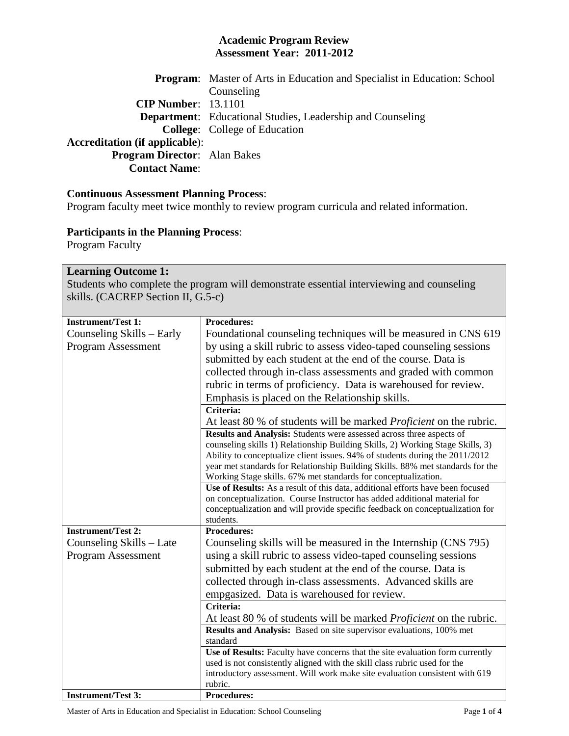# Academic Program Review
## Assessment Year: 2011-2012

**Program**: Master of Arts in Education and Specialist in Education: School Counseling
**CIP Number**: 13.1101
**Department**: Educational Studies, Leadership and Counseling
**College**: College of Education
**Accreditation (if applicable)**:
**Program Director**: Alan Bakes
**Contact Name**:

**Continuous Assessment Planning Process**:
Program faculty meet twice monthly to review program curricula and related information.

**Participants in the Planning Process**:
Program Faculty

| **Learning Outcome 1:** Students who complete the program will demonstrate essential interviewing and counseling skills. (CACREP Section II, G.5-c) | |
|---|---|
| **Instrument/Test 1:** Counseling Skills – Early Program Assessment | **Procedures:** Foundational counseling techniques will be measured in CNS 619 by using a skill rubric to assess video-taped counseling sessions submitted by each student at the end of the course. Data is collected through in-class assessments and graded with common rubric in terms of proficiency. Data is warehoused for review. Emphasis is placed on the Relationship skills. |
| | **Criteria:** At least 80 % of students will be marked *Proficient* on the rubric. |
| | **Results and Analysis:** Students were assessed across three aspects of counseling skills 1) Relationship Building Skills, 2) Working Stage Skills, 3) Ability to conceptualize client issues. 94% of students during the 2011/2012 year met standards for Relationship Building Skills. 88% met standards for the Working Stage skills. 67% met standards for conceptualization. |
| | **Use of Results:** As a result of this data, additional efforts have been focused on conceptualization. Course Instructor has added additional material for conceptualization and will provide specific feedback on conceptualization for students. |
| **Instrument/Test 2:** Counseling Skills – Late Program Assessment | **Procedures:** Counseling skills will be measured in the Internship (CNS 795) using a skill rubric to assess video-taped counseling sessions submitted by each student at the end of the course. Data is collected through in-class assessments. Advanced skills are empgasized. Data is warehoused for review. |
| | **Criteria:** At least 80 % of students will be marked *Proficient* on the rubric. |
| | **Results and Analysis:** Based on site supervisor evaluations, 100% met standard |
| | **Use of Results:** Faculty have concerns that the site evaluation form currently used is not consistently aligned with the skill class rubric used for the introductory assessment. Will work make site evaluation consistent with 619 rubric. |
| **Instrument/Test 3:** | **Procedures:** |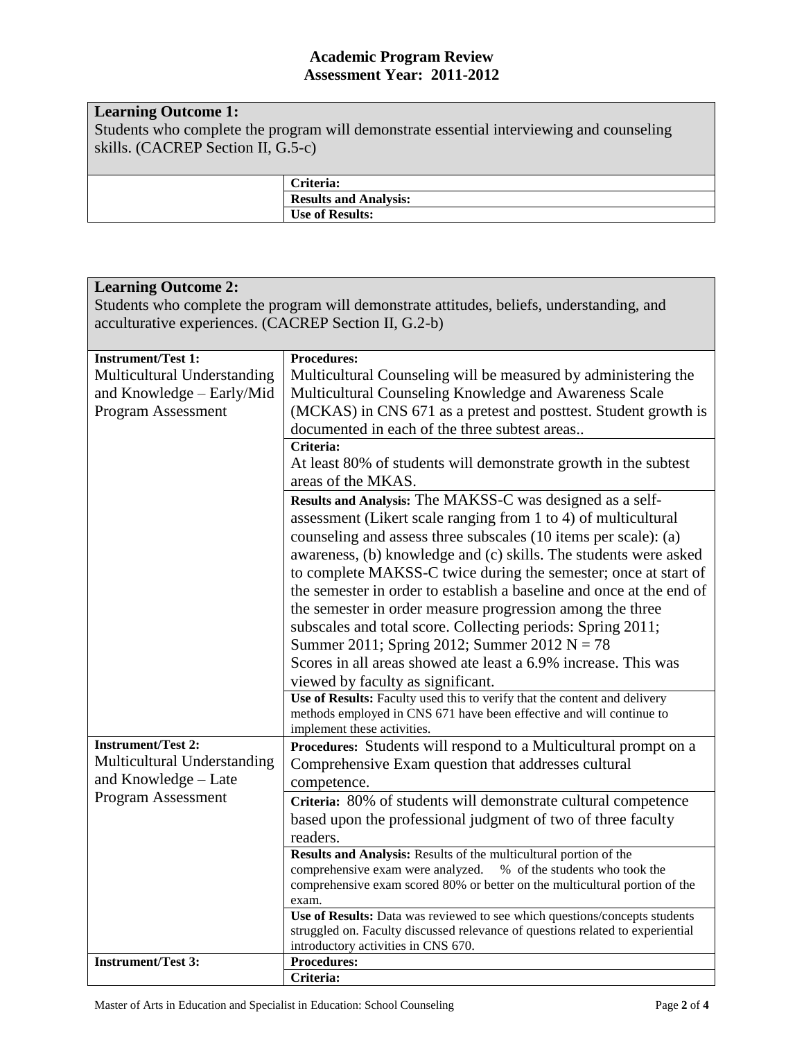## Academic Program Review
## Assessment Year: 2011-2012

**Learning Outcome 1:**
Students who complete the program will demonstrate essential interviewing and counseling skills. (CACREP Section II, G.5-c)

| | |
|---|---|
| | **Criteria:** |
| | **Results and Analysis:** |
| | **Use of Results:** |

**Learning Outcome 2:**
Students who complete the program will demonstrate attitudes, beliefs, understanding, and acculturative experiences. (CACREP Section II, G.2-b)

| | |
|---|---|
| **Instrument/Test 1:** Multicultural Understanding and Knowledge – Early/Mid Program Assessment | **Procedures:** Multicultural Counseling will be measured by administering the Multicultural Counseling Knowledge and Awareness Scale (MCKAS) in CNS 671 as a pretest and posttest. Student growth is documented in each of the three subtest areas.. |
| | **Criteria:** At least 80% of students will demonstrate growth in the subtest areas of the MKAS. |
| | **Results and Analysis:** The MAKSS-C was designed as a self-assessment (Likert scale ranging from 1 to 4) of multicultural counseling and assess three subscales (10 items per scale): (a) awareness, (b) knowledge and (c) skills. The students were asked to complete MAKSS-C twice during the semester; once at start of the semester in order to establish a baseline and once at the end of the semester in order measure progression among the three subscales and total score. Collecting periods: Spring 2011; Summer 2011; Spring 2012; Summer 2012 N = 78<br>Scores in all areas showed ate least a 6.9% increase. This was viewed by faculty as significant. |
| | **Use of Results:** Faculty used this to verify that the content and delivery methods employed in CNS 671 have been effective and will continue to implement these activities. |
| **Instrument/Test 2:** Multicultural Understanding and Knowledge – Late Program Assessment | **Procedures:** Students will respond to a Multicultural prompt on a Comprehensive Exam question that addresses cultural competence. |
| | **Criteria:** 80% of students will demonstrate cultural competence based upon the professional judgment of two of three faculty readers. |
| | **Results and Analysis:** Results of the multicultural portion of the comprehensive exam were analyzed. % of the students who took the comprehensive exam scored 80% or better on the multicultural portion of the exam. |
| | **Use of Results:** Data was reviewed to see which questions/concepts students struggled on. Faculty discussed relevance of questions related to experiential introductory activities in CNS 670. |
| **Instrument/Test 3:** | **Procedures:** |
| | **Criteria:** |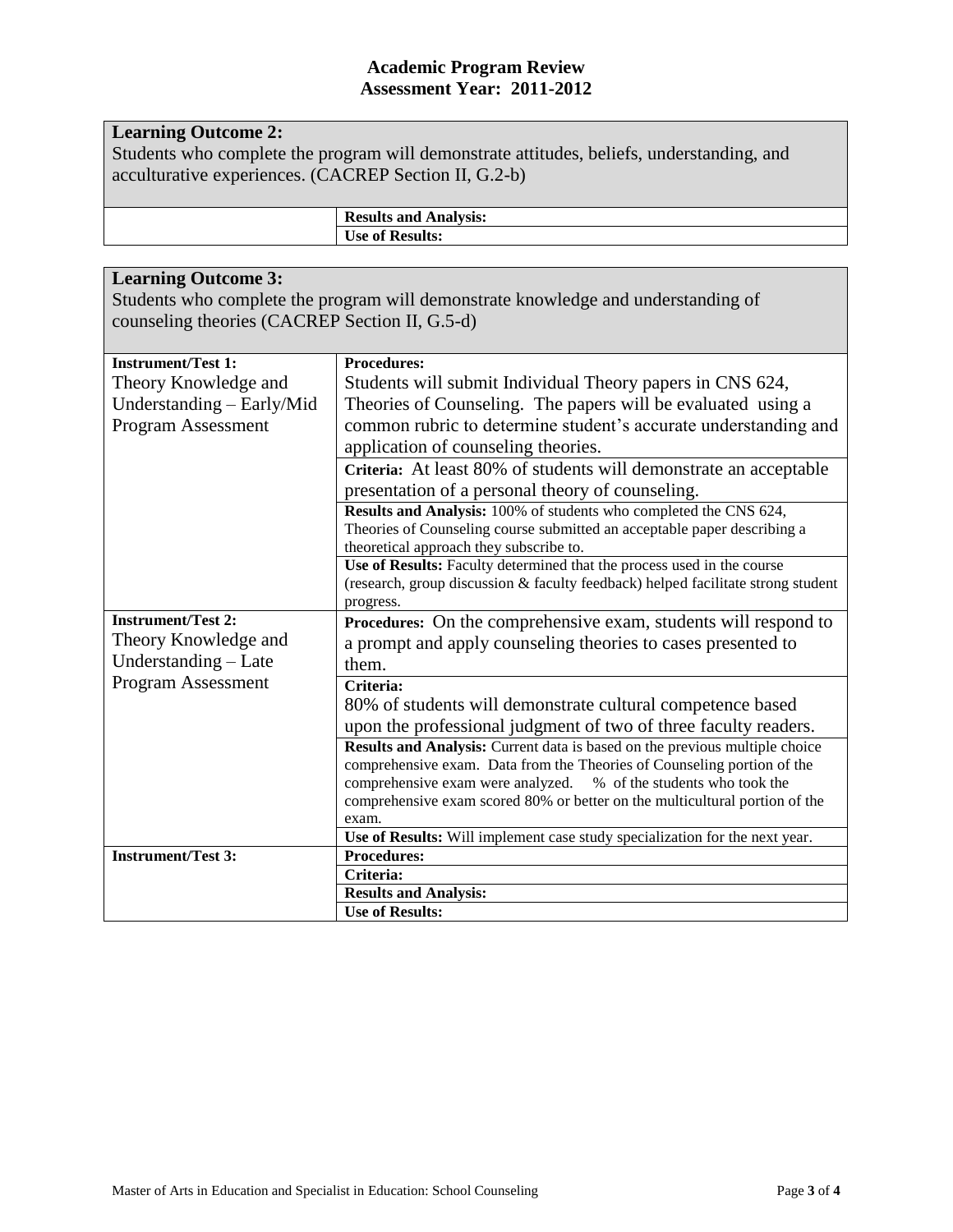## Learning Outcome 2:

Students who complete the program will demonstrate attitudes, beliefs, understanding, and acculturative experiences. (CACREP Section II, G.2-b)

| | |
|---|---|
| | **Results and Analysis:** |
| | **Use of Results:** |

## Learning Outcome 3:

Students who complete the program will demonstrate knowledge and understanding of counseling theories (CACREP Section II, G.5-d)

| | |
|---|---|
| **Instrument/Test 1:** Theory Knowledge and Understanding – Early/Mid Program Assessment | **Procedures:** Students will submit Individual Theory papers in CNS 624, Theories of Counseling. The papers will be evaluated using a common rubric to determine student's accurate understanding and application of counseling theories. |
| | **Criteria:** At least 80% of students will demonstrate an acceptable presentation of a personal theory of counseling. |
| | **Results and Analysis:** 100% of students who completed the CNS 624, Theories of Counseling course submitted an acceptable paper describing a theoretical approach they subscribe to. |
| | **Use of Results:** Faculty determined that the process used in the course (research, group discussion & faculty feedback) helped facilitate strong student progress. |
| **Instrument/Test 2:** Theory Knowledge and Understanding – Late Program Assessment | **Procedures:** On the comprehensive exam, students will respond to a prompt and apply counseling theories to cases presented to them. |
| | **Criteria:** 80% of students will demonstrate cultural competence based upon the professional judgment of two of three faculty readers. |
| | **Results and Analysis:** Current data is based on the previous multiple choice comprehensive exam. Data from the Theories of Counseling portion of the comprehensive exam were analyzed. % of the students who took the comprehensive exam scored 80% or better on the multicultural portion of the exam. |
| | **Use of Results:** Will implement case study specialization for the next year. |
| **Instrument/Test 3:** | **Procedures:** |
| | **Criteria:** |
| | **Results and Analysis:** |
| | **Use of Results:** |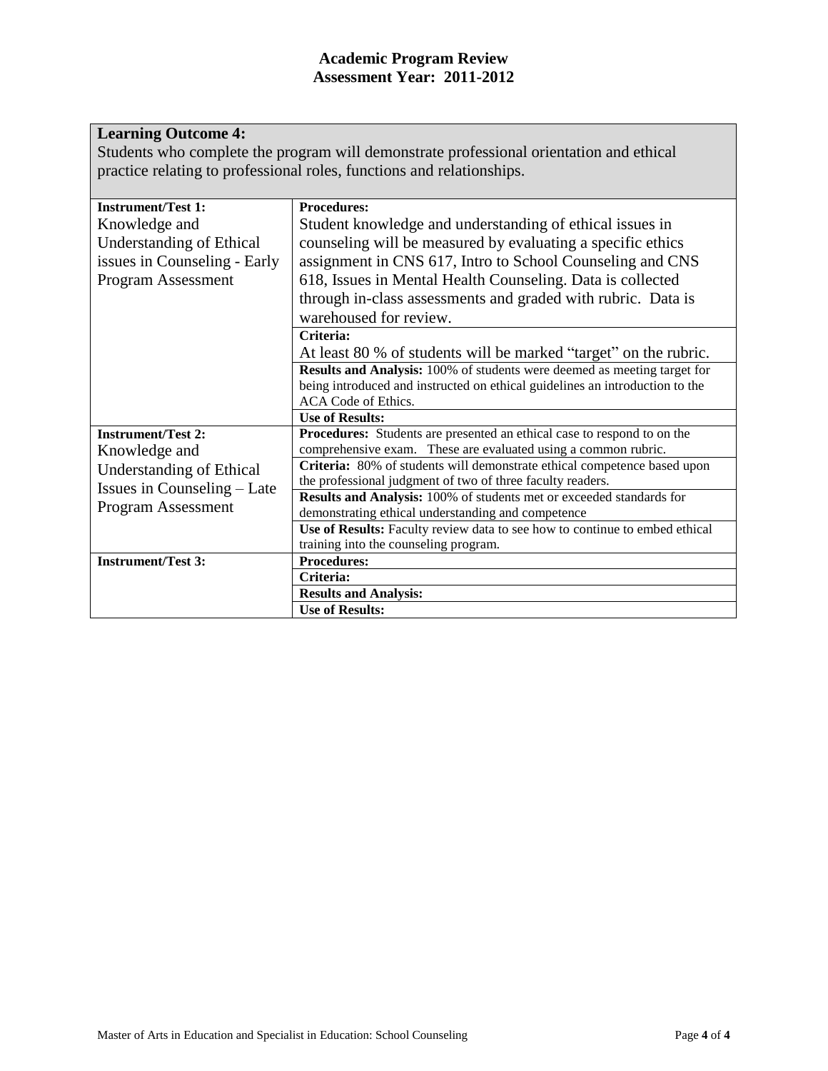## Learning Outcome 4:

Students who complete the program will demonstrate professional orientation and ethical practice relating to professional roles, functions and relationships.

| | |
|---|---|
| **Instrument/Test 1:** Knowledge and Understanding of Ethical issues in Counseling - Early Program Assessment | **Procedures:** Student knowledge and understanding of ethical issues in counseling will be measured by evaluating a specific ethics assignment in CNS 617, Intro to School Counseling and CNS 618, Issues in Mental Health Counseling. Data is collected through in-class assessments and graded with rubric. Data is warehoused for review. |
| | **Criteria:** At least 80 % of students will be marked "target" on the rubric. |
| | **Results and Analysis:** 100% of students were deemed as meeting target for being introduced and instructed on ethical guidelines an introduction to the ACA Code of Ethics. |
| | **Use of Results:** |
| **Instrument/Test 2:** Knowledge and Understanding of Ethical Issues in Counseling – Late Program Assessment | **Procedures:** Students are presented an ethical case to respond to on the comprehensive exam. These are evaluated using a common rubric. |
| | **Criteria:** 80% of students will demonstrate ethical competence based upon the professional judgment of two of three faculty readers. |
| | **Results and Analysis:** 100% of students met or exceeded standards for demonstrating ethical understanding and competence |
| | **Use of Results:** Faculty review data to see how to continue to embed ethical training into the counseling program. |
| **Instrument/Test 3:** | **Procedures:** |
| | **Criteria:** |
| | **Results and Analysis:** |
| | **Use of Results:** |